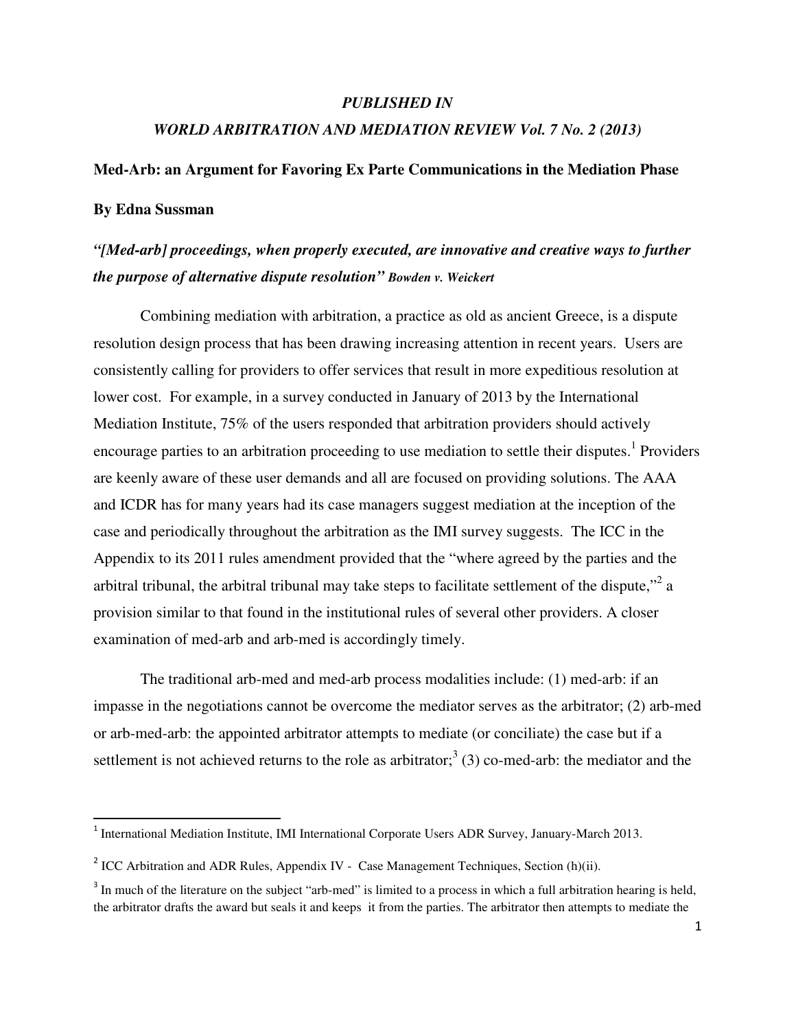*PUBLISHED IN*

*WORLD ARBITRATION AND MEDIATION REVIEW Vol. 7 No. 2 (2013)*

**Med-Arb: an Argument for Favoring Ex Parte Communications in the Mediation Phase**

**By Edna Sussman**

***"[Med-arb] proceedings, when properly executed, are innovative and creative ways to further the purpose of alternative dispute resolution" Bowden v. Weickert***

Combining mediation with arbitration, a practice as old as ancient Greece, is a dispute resolution design process that has been drawing increasing attention in recent years. Users are consistently calling for providers to offer services that result in more expeditious resolution at lower cost. For example, in a survey conducted in January of 2013 by the International Mediation Institute, 75% of the users responded that arbitration providers should actively encourage parties to an arbitration proceeding to use mediation to settle their disputes.[1] Providers are keenly aware of these user demands and all are focused on providing solutions. The AAA and ICDR has for many years had its case managers suggest mediation at the inception of the case and periodically throughout the arbitration as the IMI survey suggests. The ICC in the Appendix to its 2011 rules amendment provided that the "where agreed by the parties and the arbitral tribunal, the arbitral tribunal may take steps to facilitate settlement of the dispute,"[2] a provision similar to that found in the institutional rules of several other providers. A closer examination of med-arb and arb-med is accordingly timely.

The traditional arb-med and med-arb process modalities include: (1) med-arb: if an impasse in the negotiations cannot be overcome the mediator serves as the arbitrator; (2) arb-med or arb-med-arb: the appointed arbitrator attempts to mediate (or conciliate) the case but if a settlement is not achieved returns to the role as arbitrator;[3] (3) co-med-arb: the mediator and the

---

[1] International Mediation Institute, IMI International Corporate Users ADR Survey, January-March 2013.

[2] ICC Arbitration and ADR Rules, Appendix IV - Case Management Techniques, Section (h)(ii).

[3] In much of the literature on the subject "arb-med" is limited to a process in which a full arbitration hearing is held, the arbitrator drafts the award but seals it and keeps it from the parties. The arbitrator then attempts to mediate the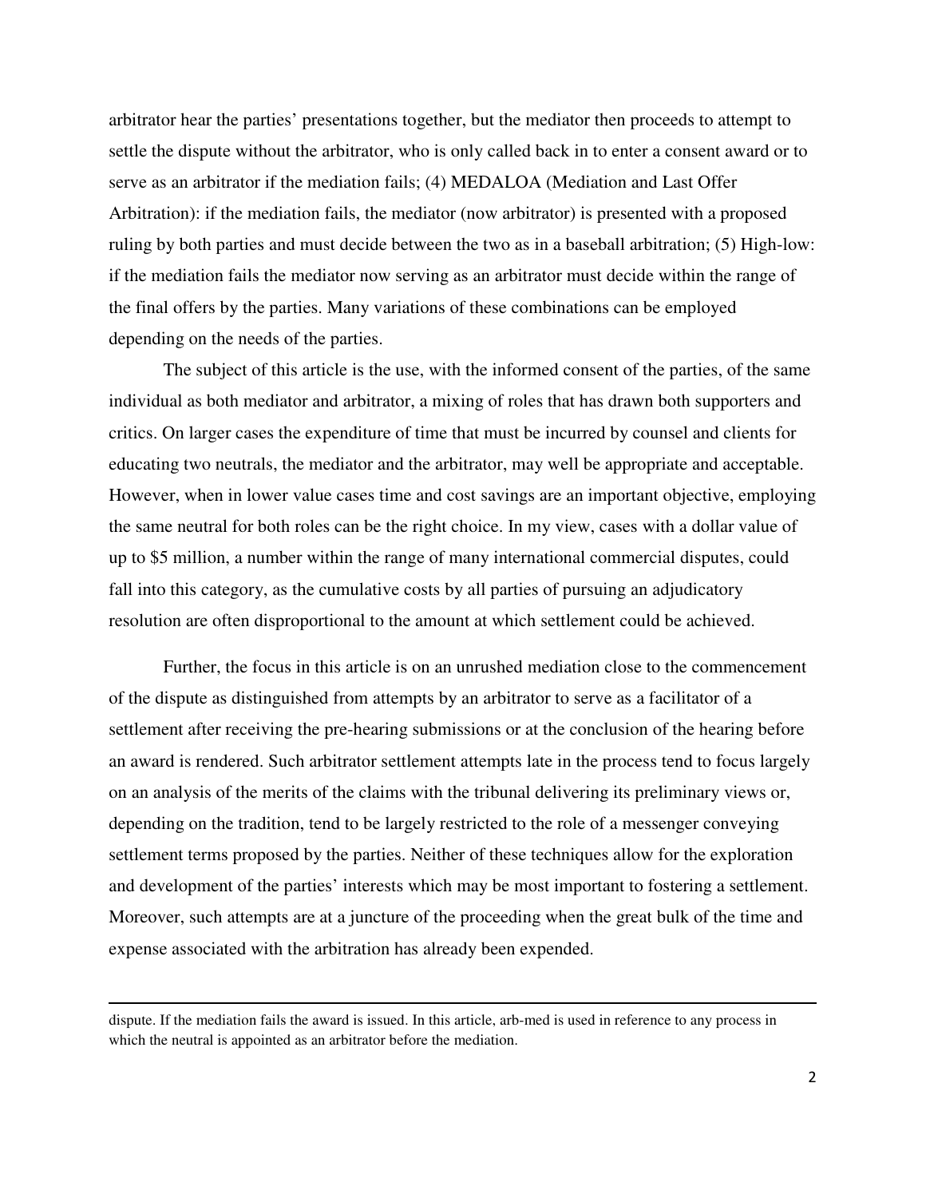arbitrator hear the parties' presentations together, but the mediator then proceeds to attempt to settle the dispute without the arbitrator, who is only called back in to enter a consent award or to serve as an arbitrator if the mediation fails; (4) MEDALOA (Mediation and Last Offer Arbitration): if the mediation fails, the mediator (now arbitrator) is presented with a proposed ruling by both parties and must decide between the two as in a baseball arbitration; (5) High-low: if the mediation fails the mediator now serving as an arbitrator must decide within the range of the final offers by the parties. Many variations of these combinations can be employed depending on the needs of the parties.

The subject of this article is the use, with the informed consent of the parties, of the same individual as both mediator and arbitrator, a mixing of roles that has drawn both supporters and critics. On larger cases the expenditure of time that must be incurred by counsel and clients for educating two neutrals, the mediator and the arbitrator, may well be appropriate and acceptable. However, when in lower value cases time and cost savings are an important objective, employing the same neutral for both roles can be the right choice. In my view, cases with a dollar value of up to $5 million, a number within the range of many international commercial disputes, could fall into this category, as the cumulative costs by all parties of pursuing an adjudicatory resolution are often disproportional to the amount at which settlement could be achieved.

Further, the focus in this article is on an unrushed mediation close to the commencement of the dispute as distinguished from attempts by an arbitrator to serve as a facilitator of a settlement after receiving the pre-hearing submissions or at the conclusion of the hearing before an award is rendered. Such arbitrator settlement attempts late in the process tend to focus largely on an analysis of the merits of the claims with the tribunal delivering its preliminary views or, depending on the tradition, tend to be largely restricted to the role of a messenger conveying settlement terms proposed by the parties. Neither of these techniques allow for the exploration and development of the parties' interests which may be most important to fostering a settlement. Moreover, such attempts are at a juncture of the proceeding when the great bulk of the time and expense associated with the arbitration has already been expended.

---

dispute. If the mediation fails the award is issued. In this article, arb-med is used in reference to any process in which the neutral is appointed as an arbitrator before the mediation.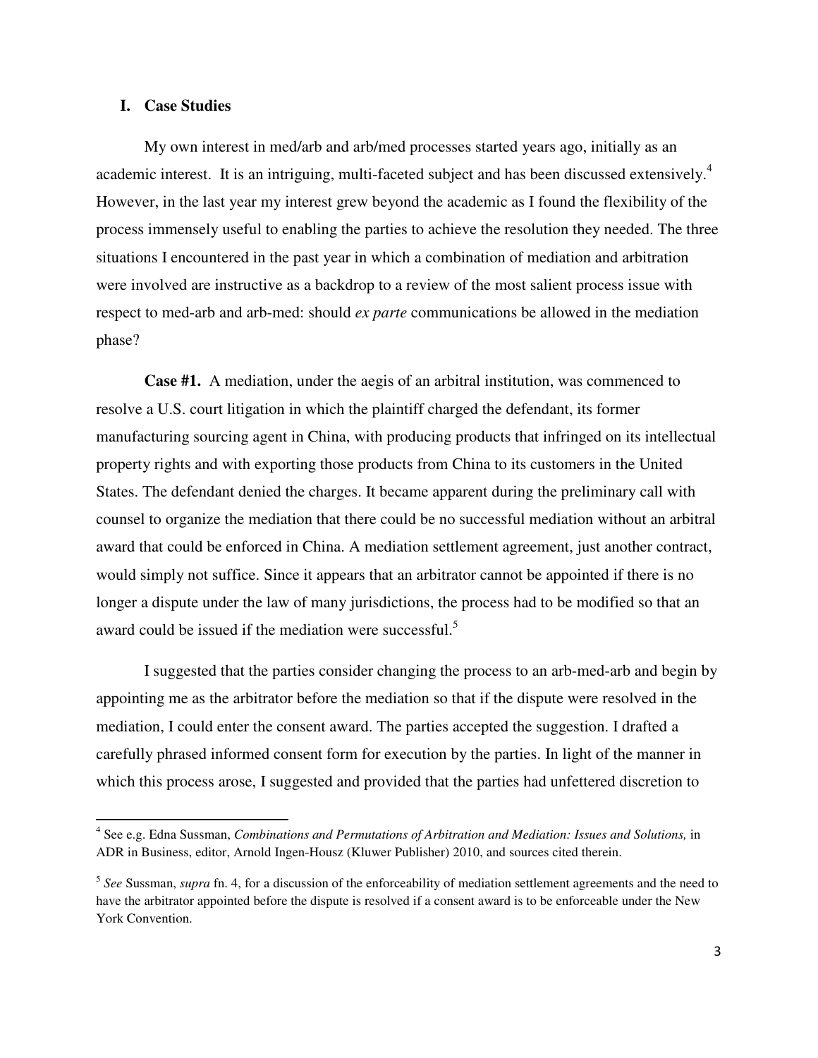## I. Case Studies

My own interest in med/arb and arb/med processes started years ago, initially as an academic interest. It is an intriguing, multi-faceted subject and has been discussed extensively.[4] However, in the last year my interest grew beyond the academic as I found the flexibility of the process immensely useful to enabling the parties to achieve the resolution they needed. The three situations I encountered in the past year in which a combination of mediation and arbitration were involved are instructive as a backdrop to a review of the most salient process issue with respect to med-arb and arb-med: should *ex parte* communications be allowed in the mediation phase?

**Case #1.** A mediation, under the aegis of an arbitral institution, was commenced to resolve a U.S. court litigation in which the plaintiff charged the defendant, its former manufacturing sourcing agent in China, with producing products that infringed on its intellectual property rights and with exporting those products from China to its customers in the United States. The defendant denied the charges. It became apparent during the preliminary call with counsel to organize the mediation that there could be no successful mediation without an arbitral award that could be enforced in China. A mediation settlement agreement, just another contract, would simply not suffice. Since it appears that an arbitrator cannot be appointed if there is no longer a dispute under the law of many jurisdictions, the process had to be modified so that an award could be issued if the mediation were successful.[5]

I suggested that the parties consider changing the process to an arb-med-arb and begin by appointing me as the arbitrator before the mediation so that if the dispute were resolved in the mediation, I could enter the consent award. The parties accepted the suggestion. I drafted a carefully phrased informed consent form for execution by the parties. In light of the manner in which this process arose, I suggested and provided that the parties had unfettered discretion to

---

[4] See e.g. Edna Sussman, *Combinations and Permutations of Arbitration and Mediation: Issues and Solutions,* in ADR in Business, editor, Arnold Ingen-Housz (Kluwer Publisher) 2010, and sources cited therein.

[5] *See* Sussman, *supra* fn. 4, for a discussion of the enforceability of mediation settlement agreements and the need to have the arbitrator appointed before the dispute is resolved if a consent award is to be enforceable under the New York Convention.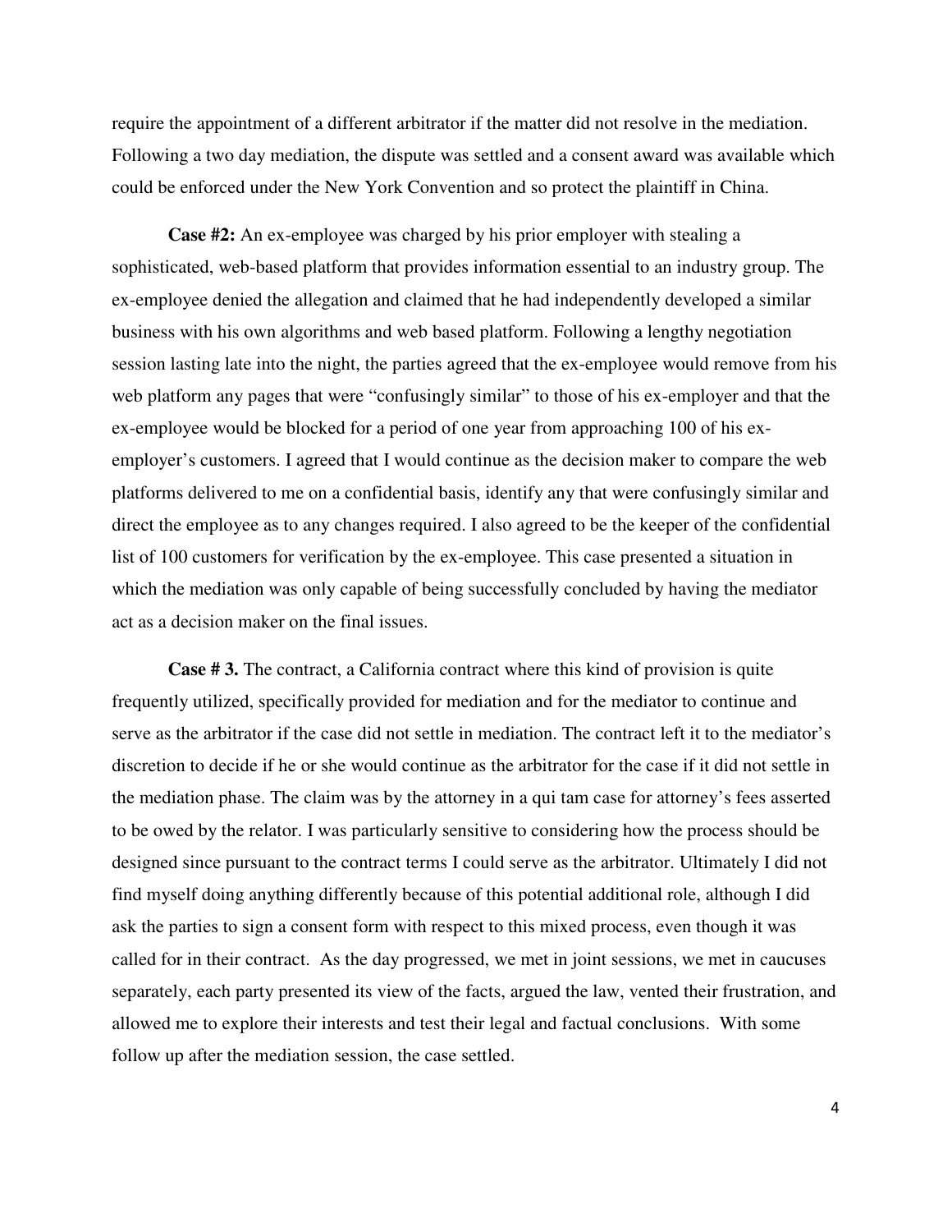require the appointment of a different arbitrator if the matter did not resolve in the mediation. Following a two day mediation, the dispute was settled and a consent award was available which could be enforced under the New York Convention and so protect the plaintiff in China.

**Case #2:** An ex-employee was charged by his prior employer with stealing a sophisticated, web-based platform that provides information essential to an industry group. The ex-employee denied the allegation and claimed that he had independently developed a similar business with his own algorithms and web based platform. Following a lengthy negotiation session lasting late into the night, the parties agreed that the ex-employee would remove from his web platform any pages that were "confusingly similar" to those of his ex-employer and that the ex-employee would be blocked for a period of one year from approaching 100 of his ex-employer's customers. I agreed that I would continue as the decision maker to compare the web platforms delivered to me on a confidential basis, identify any that were confusingly similar and direct the employee as to any changes required. I also agreed to be the keeper of the confidential list of 100 customers for verification by the ex-employee. This case presented a situation in which the mediation was only capable of being successfully concluded by having the mediator act as a decision maker on the final issues.

**Case # 3.** The contract, a California contract where this kind of provision is quite frequently utilized, specifically provided for mediation and for the mediator to continue and serve as the arbitrator if the case did not settle in mediation. The contract left it to the mediator's discretion to decide if he or she would continue as the arbitrator for the case if it did not settle in the mediation phase. The claim was by the attorney in a qui tam case for attorney's fees asserted to be owed by the relator. I was particularly sensitive to considering how the process should be designed since pursuant to the contract terms I could serve as the arbitrator. Ultimately I did not find myself doing anything differently because of this potential additional role, although I did ask the parties to sign a consent form with respect to this mixed process, even though it was called for in their contract. As the day progressed, we met in joint sessions, we met in caucuses separately, each party presented its view of the facts, argued the law, vented their frustration, and allowed me to explore their interests and test their legal and factual conclusions. With some follow up after the mediation session, the case settled.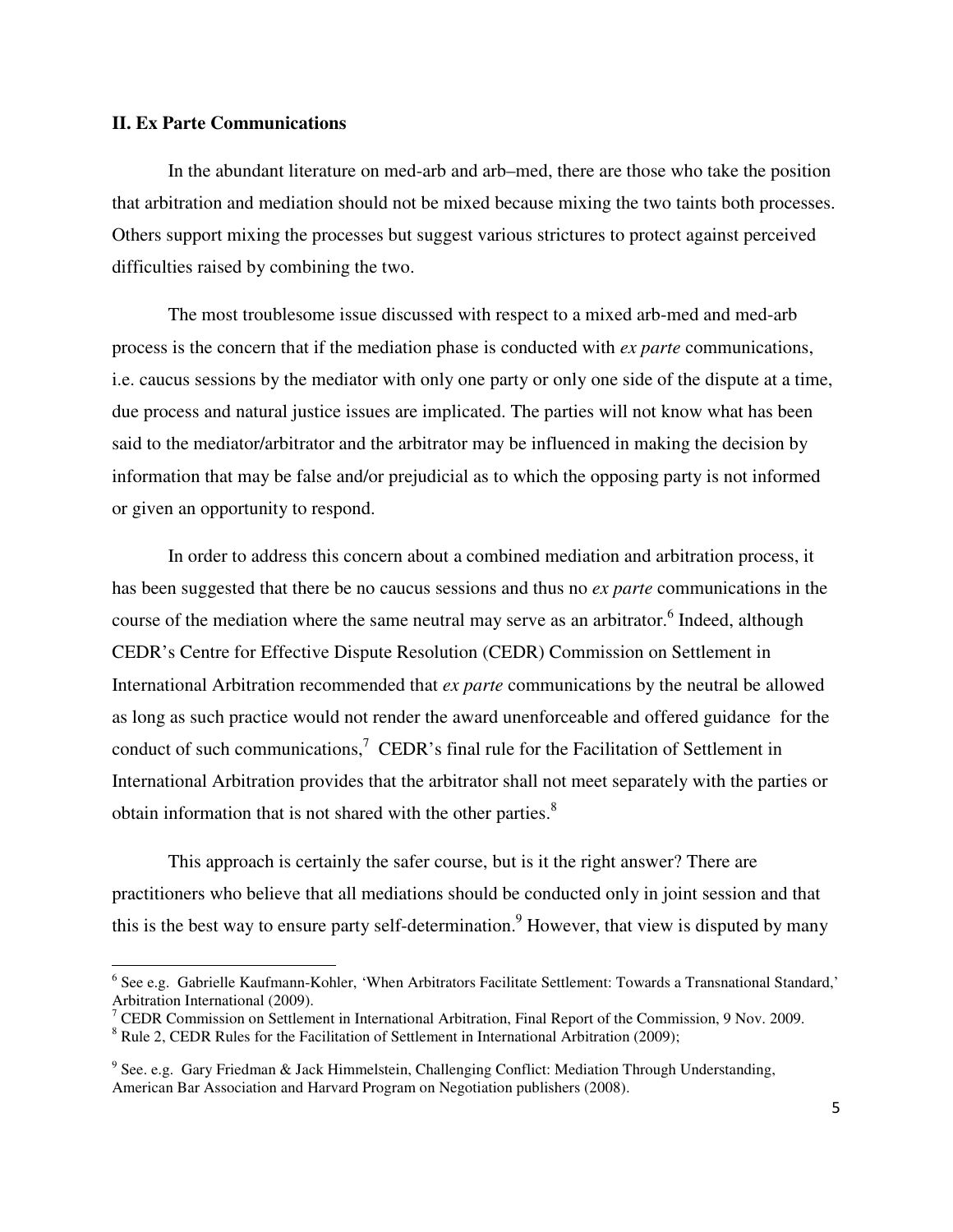**II. Ex Parte Communications**

In the abundant literature on med-arb and arb–med, there are those who take the position that arbitration and mediation should not be mixed because mixing the two taints both processes. Others support mixing the processes but suggest various strictures to protect against perceived difficulties raised by combining the two.

The most troublesome issue discussed with respect to a mixed arb-med and med-arb process is the concern that if the mediation phase is conducted with *ex parte* communications, i.e. caucus sessions by the mediator with only one party or only one side of the dispute at a time, due process and natural justice issues are implicated. The parties will not know what has been said to the mediator/arbitrator and the arbitrator may be influenced in making the decision by information that may be false and/or prejudicial as to which the opposing party is not informed or given an opportunity to respond.

In order to address this concern about a combined mediation and arbitration process, it has been suggested that there be no caucus sessions and thus no *ex parte* communications in the course of the mediation where the same neutral may serve as an arbitrator.[6] Indeed, although CEDR's Centre for Effective Dispute Resolution (CEDR) Commission on Settlement in International Arbitration recommended that *ex parte* communications by the neutral be allowed as long as such practice would not render the award unenforceable and offered guidance for the conduct of such communications,[7] CEDR's final rule for the Facilitation of Settlement in International Arbitration provides that the arbitrator shall not meet separately with the parties or obtain information that is not shared with the other parties.[8]

This approach is certainly the safer course, but is it the right answer? There are practitioners who believe that all mediations should be conducted only in joint session and that this is the best way to ensure party self-determination.[9] However, that view is disputed by many

---

[6] See e.g. Gabrielle Kaufmann-Kohler, 'When Arbitrators Facilitate Settlement: Towards a Transnational Standard,' Arbitration International (2009).

[7] CEDR Commission on Settlement in International Arbitration, Final Report of the Commission, 9 Nov. 2009.

[8] Rule 2, CEDR Rules for the Facilitation of Settlement in International Arbitration (2009);

[9] See. e.g. Gary Friedman & Jack Himmelstein, Challenging Conflict: Mediation Through Understanding, American Bar Association and Harvard Program on Negotiation publishers (2008).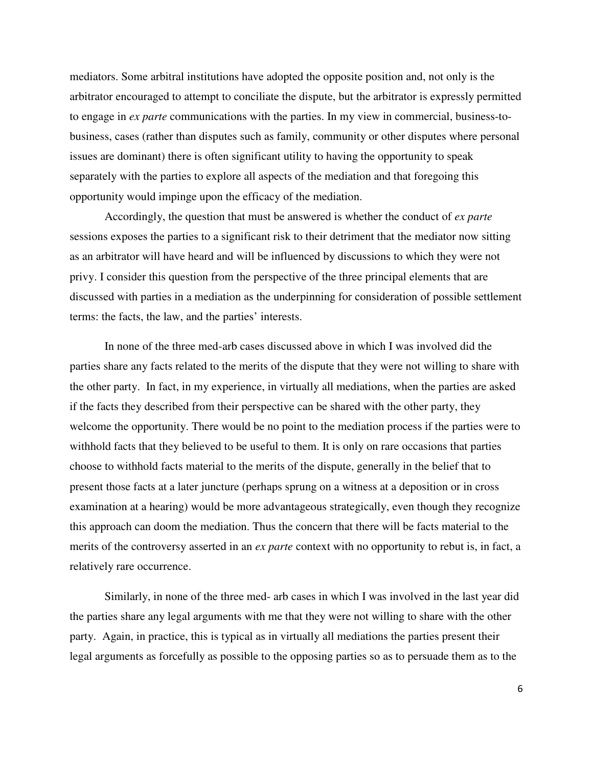mediators. Some arbitral institutions have adopted the opposite position and, not only is the arbitrator encouraged to attempt to conciliate the dispute, but the arbitrator is expressly permitted to engage in *ex parte* communications with the parties. In my view in commercial, business-to-business, cases (rather than disputes such as family, community or other disputes where personal issues are dominant) there is often significant utility to having the opportunity to speak separately with the parties to explore all aspects of the mediation and that foregoing this opportunity would impinge upon the efficacy of the mediation.

Accordingly, the question that must be answered is whether the conduct of *ex parte* sessions exposes the parties to a significant risk to their detriment that the mediator now sitting as an arbitrator will have heard and will be influenced by discussions to which they were not privy. I consider this question from the perspective of the three principal elements that are discussed with parties in a mediation as the underpinning for consideration of possible settlement terms: the facts, the law, and the parties' interests.

In none of the three med-arb cases discussed above in which I was involved did the parties share any facts related to the merits of the dispute that they were not willing to share with the other party. In fact, in my experience, in virtually all mediations, when the parties are asked if the facts they described from their perspective can be shared with the other party, they welcome the opportunity. There would be no point to the mediation process if the parties were to withhold facts that they believed to be useful to them. It is only on rare occasions that parties choose to withhold facts material to the merits of the dispute, generally in the belief that to present those facts at a later juncture (perhaps sprung on a witness at a deposition or in cross examination at a hearing) would be more advantageous strategically, even though they recognize this approach can doom the mediation. Thus the concern that there will be facts material to the merits of the controversy asserted in an *ex parte* context with no opportunity to rebut is, in fact, a relatively rare occurrence.

Similarly, in none of the three med- arb cases in which I was involved in the last year did the parties share any legal arguments with me that they were not willing to share with the other party. Again, in practice, this is typical as in virtually all mediations the parties present their legal arguments as forcefully as possible to the opposing parties so as to persuade them as to the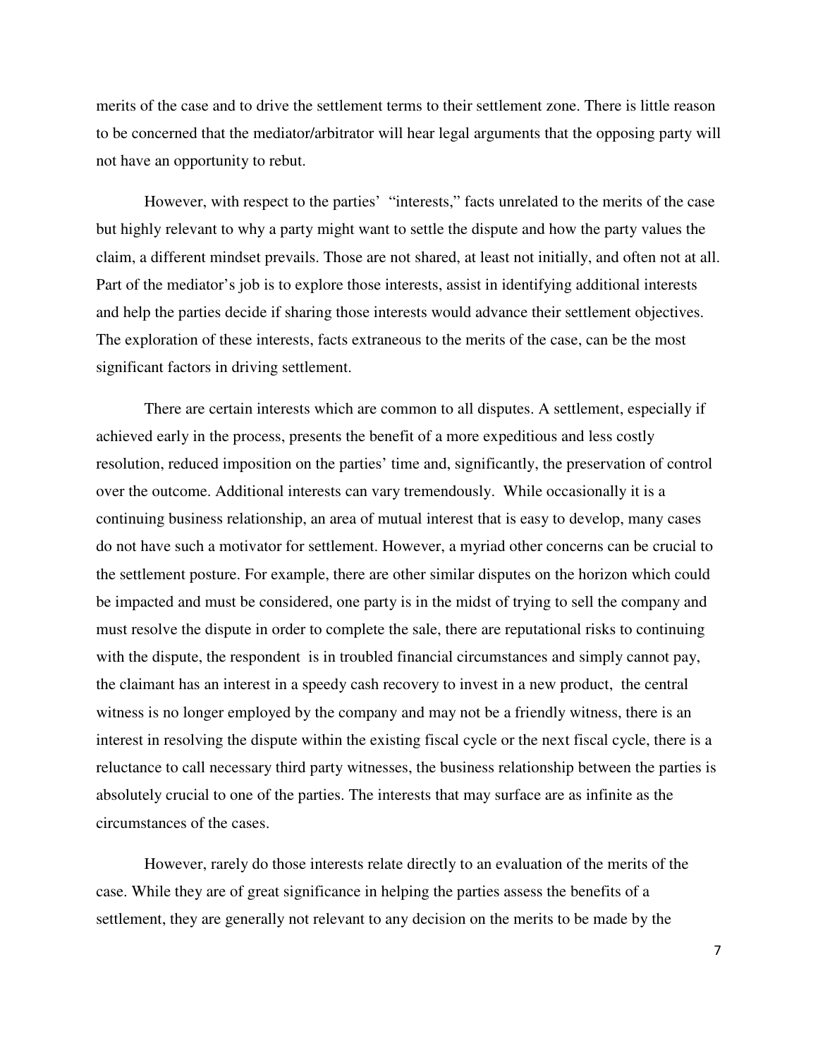merits of the case and to drive the settlement terms to their settlement zone. There is little reason to be concerned that the mediator/arbitrator will hear legal arguments that the opposing party will not have an opportunity to rebut.

However, with respect to the parties' "interests," facts unrelated to the merits of the case but highly relevant to why a party might want to settle the dispute and how the party values the claim, a different mindset prevails. Those are not shared, at least not initially, and often not at all. Part of the mediator's job is to explore those interests, assist in identifying additional interests and help the parties decide if sharing those interests would advance their settlement objectives. The exploration of these interests, facts extraneous to the merits of the case, can be the most significant factors in driving settlement.

There are certain interests which are common to all disputes. A settlement, especially if achieved early in the process, presents the benefit of a more expeditious and less costly resolution, reduced imposition on the parties' time and, significantly, the preservation of control over the outcome. Additional interests can vary tremendously. While occasionally it is a continuing business relationship, an area of mutual interest that is easy to develop, many cases do not have such a motivator for settlement. However, a myriad other concerns can be crucial to the settlement posture. For example, there are other similar disputes on the horizon which could be impacted and must be considered, one party is in the midst of trying to sell the company and must resolve the dispute in order to complete the sale, there are reputational risks to continuing with the dispute, the respondent is in troubled financial circumstances and simply cannot pay, the claimant has an interest in a speedy cash recovery to invest in a new product, the central witness is no longer employed by the company and may not be a friendly witness, there is an interest in resolving the dispute within the existing fiscal cycle or the next fiscal cycle, there is a reluctance to call necessary third party witnesses, the business relationship between the parties is absolutely crucial to one of the parties. The interests that may surface are as infinite as the circumstances of the cases.

However, rarely do those interests relate directly to an evaluation of the merits of the case. While they are of great significance in helping the parties assess the benefits of a settlement, they are generally not relevant to any decision on the merits to be made by the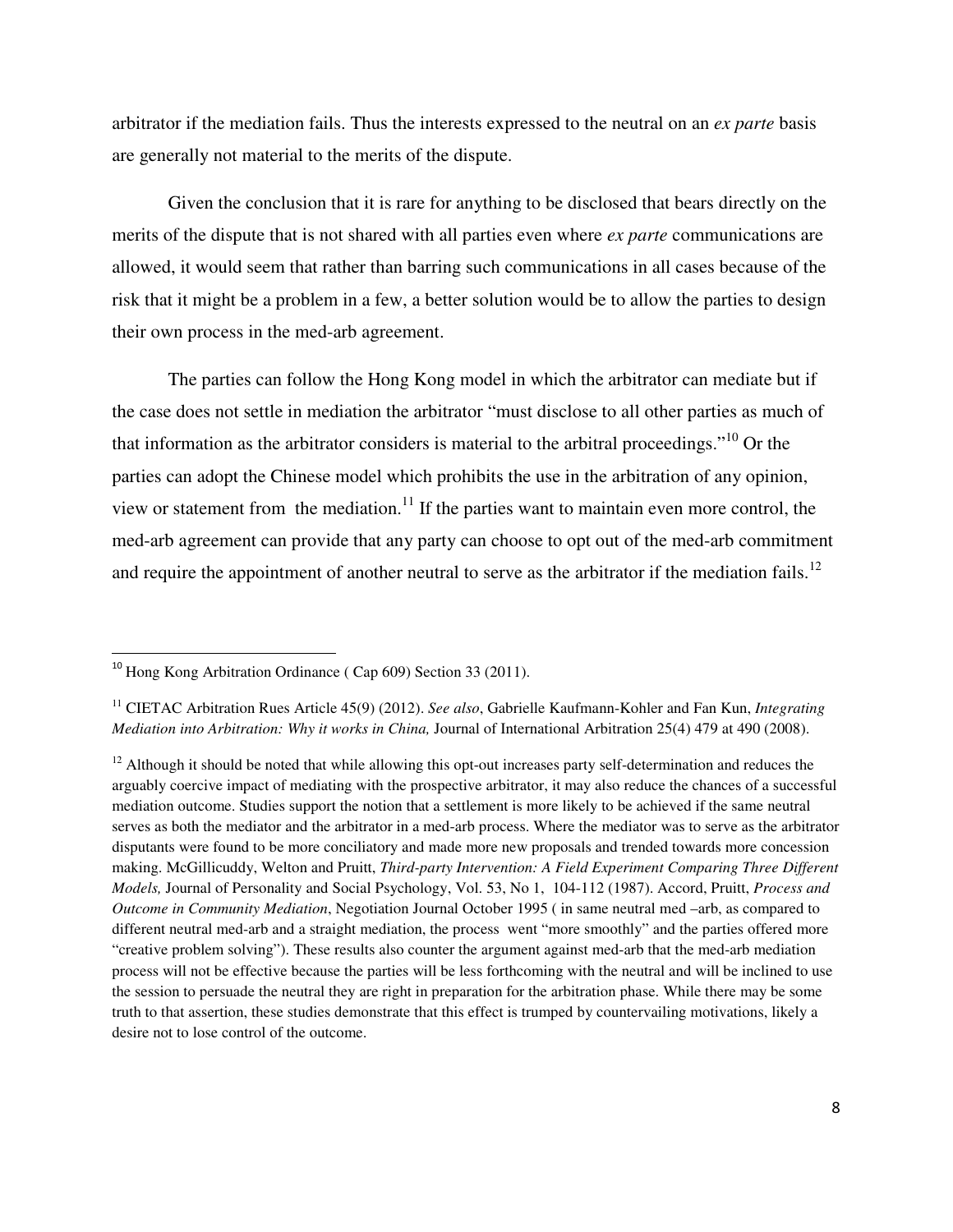arbitrator if the mediation fails. Thus the interests expressed to the neutral on an *ex parte* basis are generally not material to the merits of the dispute.

Given the conclusion that it is rare for anything to be disclosed that bears directly on the merits of the dispute that is not shared with all parties even where *ex parte* communications are allowed, it would seem that rather than barring such communications in all cases because of the risk that it might be a problem in a few, a better solution would be to allow the parties to design their own process in the med-arb agreement.

The parties can follow the Hong Kong model in which the arbitrator can mediate but if the case does not settle in mediation the arbitrator "must disclose to all other parties as much of that information as the arbitrator considers is material to the arbitral proceedings."[10] Or the parties can adopt the Chinese model which prohibits the use in the arbitration of any opinion, view or statement from the mediation.[11] If the parties want to maintain even more control, the med-arb agreement can provide that any party can choose to opt out of the med-arb commitment and require the appointment of another neutral to serve as the arbitrator if the mediation fails.[12]

---

[10] Hong Kong Arbitration Ordinance ( Cap 609) Section 33 (2011).

[11] CIETAC Arbitration Rues Article 45(9) (2012). *See also*, Gabrielle Kaufmann-Kohler and Fan Kun, *Integrating Mediation into Arbitration: Why it works in China,* Journal of International Arbitration 25(4) 479 at 490 (2008).

[12] Although it should be noted that while allowing this opt-out increases party self-determination and reduces the arguably coercive impact of mediating with the prospective arbitrator, it may also reduce the chances of a successful mediation outcome. Studies support the notion that a settlement is more likely to be achieved if the same neutral serves as both the mediator and the arbitrator in a med-arb process. Where the mediator was to serve as the arbitrator disputants were found to be more conciliatory and made more new proposals and trended towards more concession making. McGillicuddy, Welton and Pruitt, *Third-party Intervention: A Field Experiment Comparing Three Different Models,* Journal of Personality and Social Psychology, Vol. 53, No 1, 104-112 (1987). Accord, Pruitt, *Process and Outcome in Community Mediation*, Negotiation Journal October 1995 ( in same neutral med –arb, as compared to different neutral med-arb and a straight mediation, the process went "more smoothly" and the parties offered more "creative problem solving"). These results also counter the argument against med-arb that the med-arb mediation process will not be effective because the parties will be less forthcoming with the neutral and will be inclined to use the session to persuade the neutral they are right in preparation for the arbitration phase. While there may be some truth to that assertion, these studies demonstrate that this effect is trumped by countervailing motivations, likely a desire not to lose control of the outcome.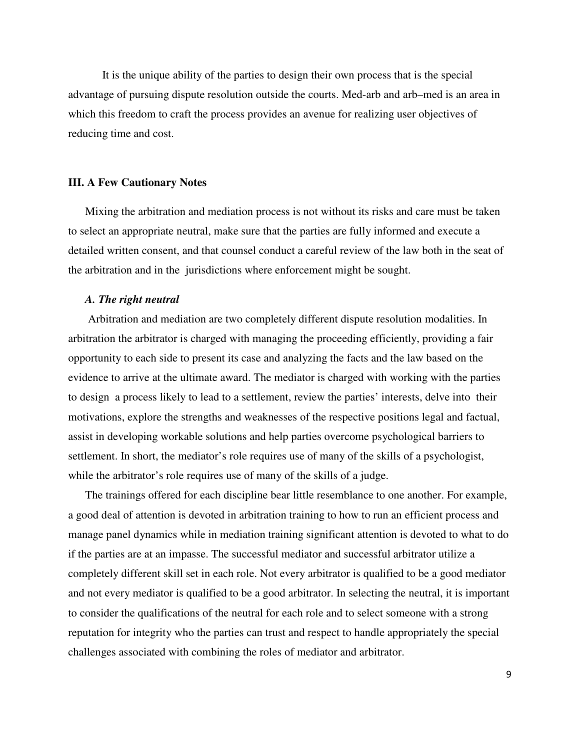It is the unique ability of the parties to design their own process that is the special advantage of pursuing dispute resolution outside the courts. Med-arb and arb–med is an area in which this freedom to craft the process provides an avenue for realizing user objectives of reducing time and cost.

## III. A Few Cautionary Notes

Mixing the arbitration and mediation process is not without its risks and care must be taken to select an appropriate neutral, make sure that the parties are fully informed and execute a detailed written consent, and that counsel conduct a careful review of the law both in the seat of the arbitration and in the jurisdictions where enforcement might be sought.

### *A. The right neutral*

Arbitration and mediation are two completely different dispute resolution modalities. In arbitration the arbitrator is charged with managing the proceeding efficiently, providing a fair opportunity to each side to present its case and analyzing the facts and the law based on the evidence to arrive at the ultimate award. The mediator is charged with working with the parties to design a process likely to lead to a settlement, review the parties' interests, delve into their motivations, explore the strengths and weaknesses of the respective positions legal and factual, assist in developing workable solutions and help parties overcome psychological barriers to settlement. In short, the mediator's role requires use of many of the skills of a psychologist, while the arbitrator's role requires use of many of the skills of a judge.

The trainings offered for each discipline bear little resemblance to one another. For example, a good deal of attention is devoted in arbitration training to how to run an efficient process and manage panel dynamics while in mediation training significant attention is devoted to what to do if the parties are at an impasse. The successful mediator and successful arbitrator utilize a completely different skill set in each role. Not every arbitrator is qualified to be a good mediator and not every mediator is qualified to be a good arbitrator. In selecting the neutral, it is important to consider the qualifications of the neutral for each role and to select someone with a strong reputation for integrity who the parties can trust and respect to handle appropriately the special challenges associated with combining the roles of mediator and arbitrator.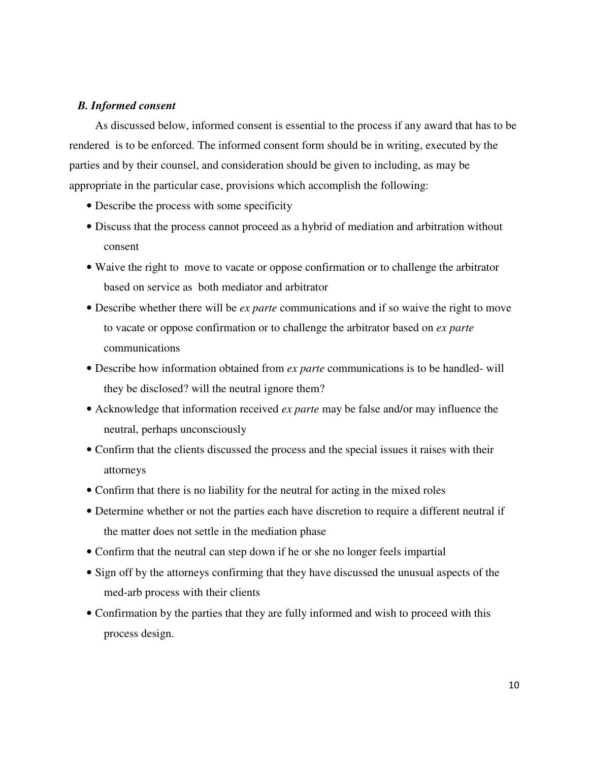### *B. Informed consent*

As discussed below, informed consent is essential to the process if any award that has to be rendered is to be enforced. The informed consent form should be in writing, executed by the parties and by their counsel, and consideration should be given to including, as may be appropriate in the particular case, provisions which accomplish the following:

- Describe the process with some specificity
- Discuss that the process cannot proceed as a hybrid of mediation and arbitration without consent
- Waive the right to move to vacate or oppose confirmation or to challenge the arbitrator based on service as both mediator and arbitrator
- Describe whether there will be *ex parte* communications and if so waive the right to move to vacate or oppose confirmation or to challenge the arbitrator based on *ex parte* communications
- Describe how information obtained from *ex parte* communications is to be handled- will they be disclosed? will the neutral ignore them?
- Acknowledge that information received *ex parte* may be false and/or may influence the neutral, perhaps unconsciously
- Confirm that the clients discussed the process and the special issues it raises with their attorneys
- Confirm that there is no liability for the neutral for acting in the mixed roles
- Determine whether or not the parties each have discretion to require a different neutral if the matter does not settle in the mediation phase
- Confirm that the neutral can step down if he or she no longer feels impartial
- Sign off by the attorneys confirming that they have discussed the unusual aspects of the med-arb process with their clients
- Confirmation by the parties that they are fully informed and wish to proceed with this process design.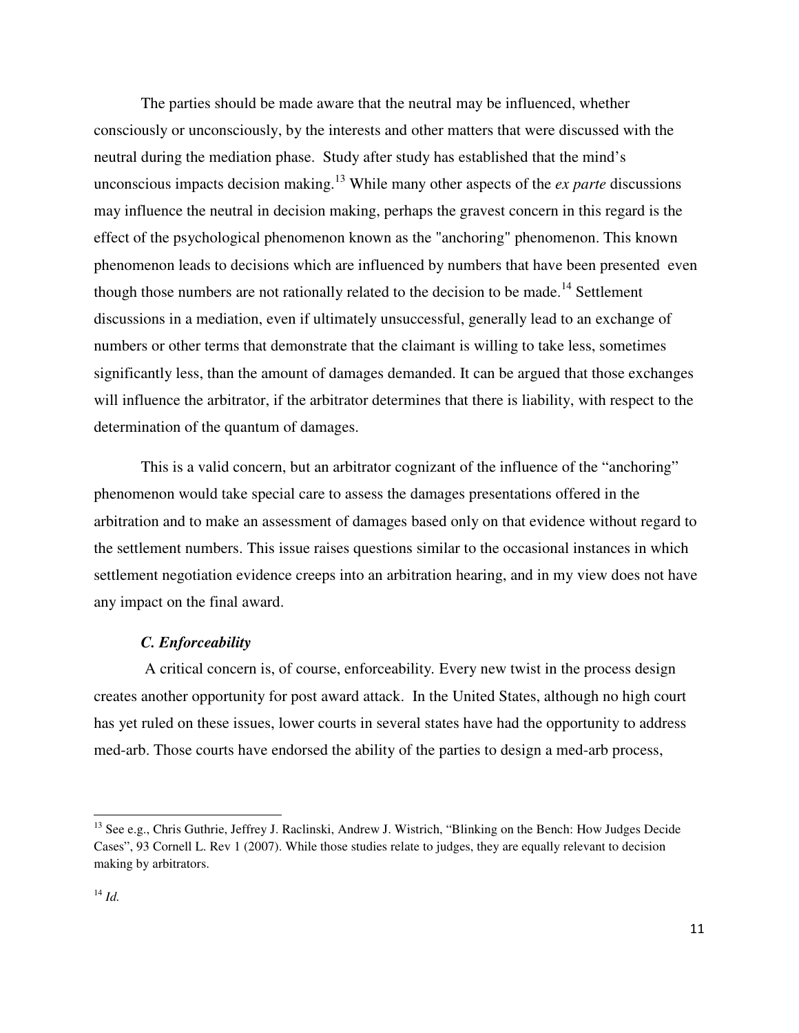The parties should be made aware that the neutral may be influenced, whether consciously or unconsciously, by the interests and other matters that were discussed with the neutral during the mediation phase. Study after study has established that the mind's unconscious impacts decision making.[13] While many other aspects of the *ex parte* discussions may influence the neutral in decision making, perhaps the gravest concern in this regard is the effect of the psychological phenomenon known as the "anchoring" phenomenon. This known phenomenon leads to decisions which are influenced by numbers that have been presented even though those numbers are not rationally related to the decision to be made.[14] Settlement discussions in a mediation, even if ultimately unsuccessful, generally lead to an exchange of numbers or other terms that demonstrate that the claimant is willing to take less, sometimes significantly less, than the amount of damages demanded. It can be argued that those exchanges will influence the arbitrator, if the arbitrator determines that there is liability, with respect to the determination of the quantum of damages.

This is a valid concern, but an arbitrator cognizant of the influence of the "anchoring" phenomenon would take special care to assess the damages presentations offered in the arbitration and to make an assessment of damages based only on that evidence without regard to the settlement numbers. This issue raises questions similar to the occasional instances in which settlement negotiation evidence creeps into an arbitration hearing, and in my view does not have any impact on the final award.

### *C. Enforceability*

A critical concern is, of course, enforceability. Every new twist in the process design creates another opportunity for post award attack. In the United States, although no high court has yet ruled on these issues, lower courts in several states have had the opportunity to address med-arb. Those courts have endorsed the ability of the parties to design a med-arb process,

---

[13] See e.g., Chris Guthrie, Jeffrey J. Raclinski, Andrew J. Wistrich, "Blinking on the Bench: How Judges Decide Cases", 93 Cornell L. Rev 1 (2007). While those studies relate to judges, they are equally relevant to decision making by arbitrators.

[14] *Id.*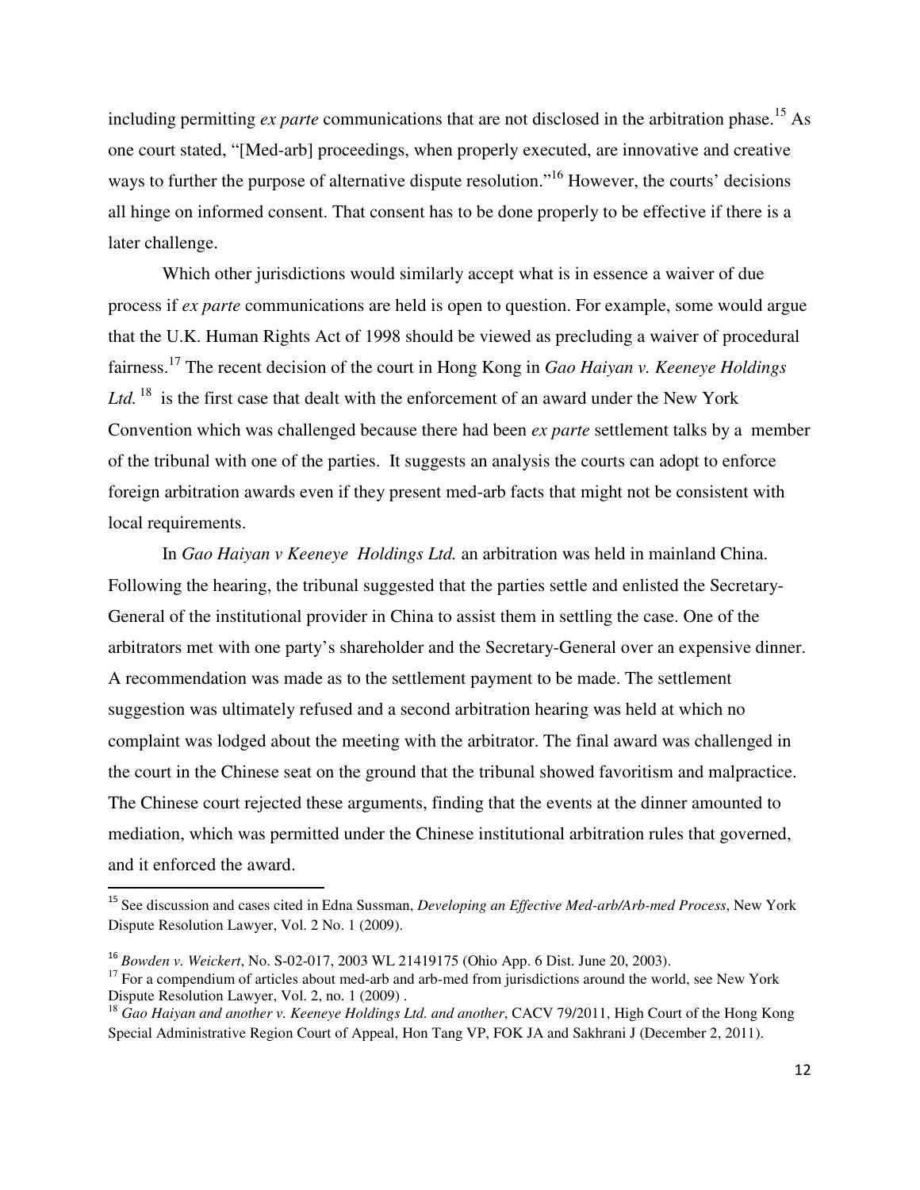including permitting *ex parte* communications that are not disclosed in the arbitration phase.[15] As one court stated, "[Med-arb] proceedings, when properly executed, are innovative and creative ways to further the purpose of alternative dispute resolution."[16] However, the courts' decisions all hinge on informed consent. That consent has to be done properly to be effective if there is a later challenge.

Which other jurisdictions would similarly accept what is in essence a waiver of due process if *ex parte* communications are held is open to question. For example, some would argue that the U.K. Human Rights Act of 1998 should be viewed as precluding a waiver of procedural fairness.[17] The recent decision of the court in Hong Kong in *Gao Haiyan v. Keeneye Holdings Ltd.*[18] is the first case that dealt with the enforcement of an award under the New York Convention which was challenged because there had been *ex parte* settlement talks by a member of the tribunal with one of the parties. It suggests an analysis the courts can adopt to enforce foreign arbitration awards even if they present med-arb facts that might not be consistent with local requirements.

In *Gao Haiyan v Keeneye Holdings Ltd.* an arbitration was held in mainland China. Following the hearing, the tribunal suggested that the parties settle and enlisted the Secretary-General of the institutional provider in China to assist them in settling the case. One of the arbitrators met with one party's shareholder and the Secretary-General over an expensive dinner. A recommendation was made as to the settlement payment to be made. The settlement suggestion was ultimately refused and a second arbitration hearing was held at which no complaint was lodged about the meeting with the arbitrator. The final award was challenged in the court in the Chinese seat on the ground that the tribunal showed favoritism and malpractice. The Chinese court rejected these arguments, finding that the events at the dinner amounted to mediation, which was permitted under the Chinese institutional arbitration rules that governed, and it enforced the award.

---

[15] See discussion and cases cited in Edna Sussman, *Developing an Effective Med-arb/Arb-med Process*, New York Dispute Resolution Lawyer, Vol. 2 No. 1 (2009).

[16] *Bowden v. Weickert*, No. S-02-017, 2003 WL 21419175 (Ohio App. 6 Dist. June 20, 2003).

[17] For a compendium of articles about med-arb and arb-med from jurisdictions around the world, see New York Dispute Resolution Lawyer, Vol. 2, no. 1 (2009) .

[18] *Gao Haiyan and another v. Keeneye Holdings Ltd. and another*, CACV 79/2011, High Court of the Hong Kong Special Administrative Region Court of Appeal, Hon Tang VP, FOK JA and Sakhrani J (December 2, 2011).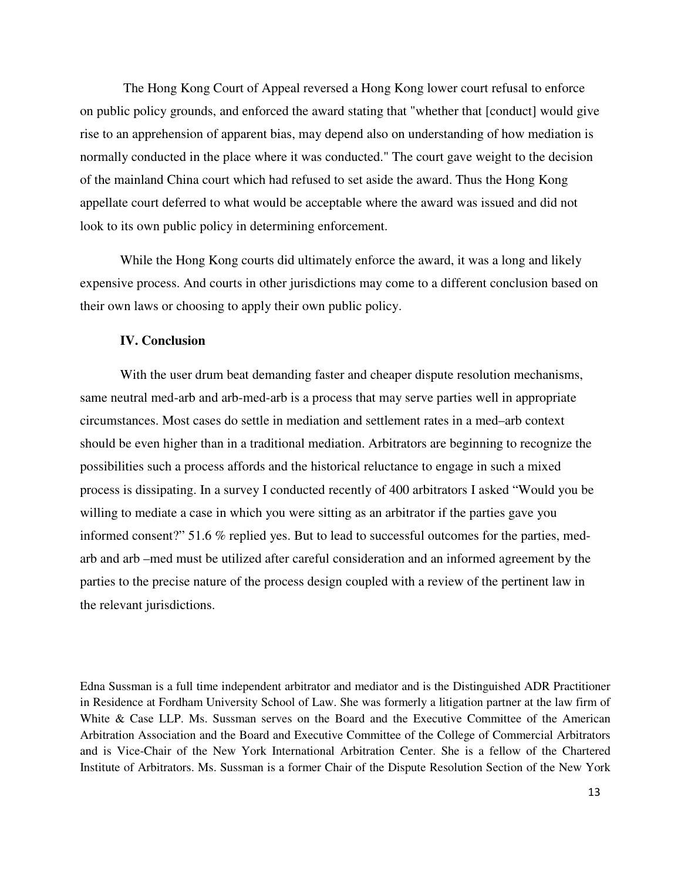The Hong Kong Court of Appeal reversed a Hong Kong lower court refusal to enforce on public policy grounds, and enforced the award stating that "whether that [conduct] would give rise to an apprehension of apparent bias, may depend also on understanding of how mediation is normally conducted in the place where it was conducted." The court gave weight to the decision of the mainland China court which had refused to set aside the award. Thus the Hong Kong appellate court deferred to what would be acceptable where the award was issued and did not look to its own public policy in determining enforcement.

While the Hong Kong courts did ultimately enforce the award, it was a long and likely expensive process. And courts in other jurisdictions may come to a different conclusion based on their own laws or choosing to apply their own public policy.

### IV. Conclusion

With the user drum beat demanding faster and cheaper dispute resolution mechanisms, same neutral med-arb and arb-med-arb is a process that may serve parties well in appropriate circumstances. Most cases do settle in mediation and settlement rates in a med–arb context should be even higher than in a traditional mediation. Arbitrators are beginning to recognize the possibilities such a process affords and the historical reluctance to engage in such a mixed process is dissipating. In a survey I conducted recently of 400 arbitrators I asked "Would you be willing to mediate a case in which you were sitting as an arbitrator if the parties gave you informed consent?" 51.6 % replied yes. But to lead to successful outcomes for the parties, med-arb and arb –med must be utilized after careful consideration and an informed agreement by the parties to the precise nature of the process design coupled with a review of the pertinent law in the relevant jurisdictions.

Edna Sussman is a full time independent arbitrator and mediator and is the Distinguished ADR Practitioner in Residence at Fordham University School of Law. She was formerly a litigation partner at the law firm of White & Case LLP. Ms. Sussman serves on the Board and the Executive Committee of the American Arbitration Association and the Board and Executive Committee of the College of Commercial Arbitrators and is Vice-Chair of the New York International Arbitration Center. She is a fellow of the Chartered Institute of Arbitrators. Ms. Sussman is a former Chair of the Dispute Resolution Section of the New York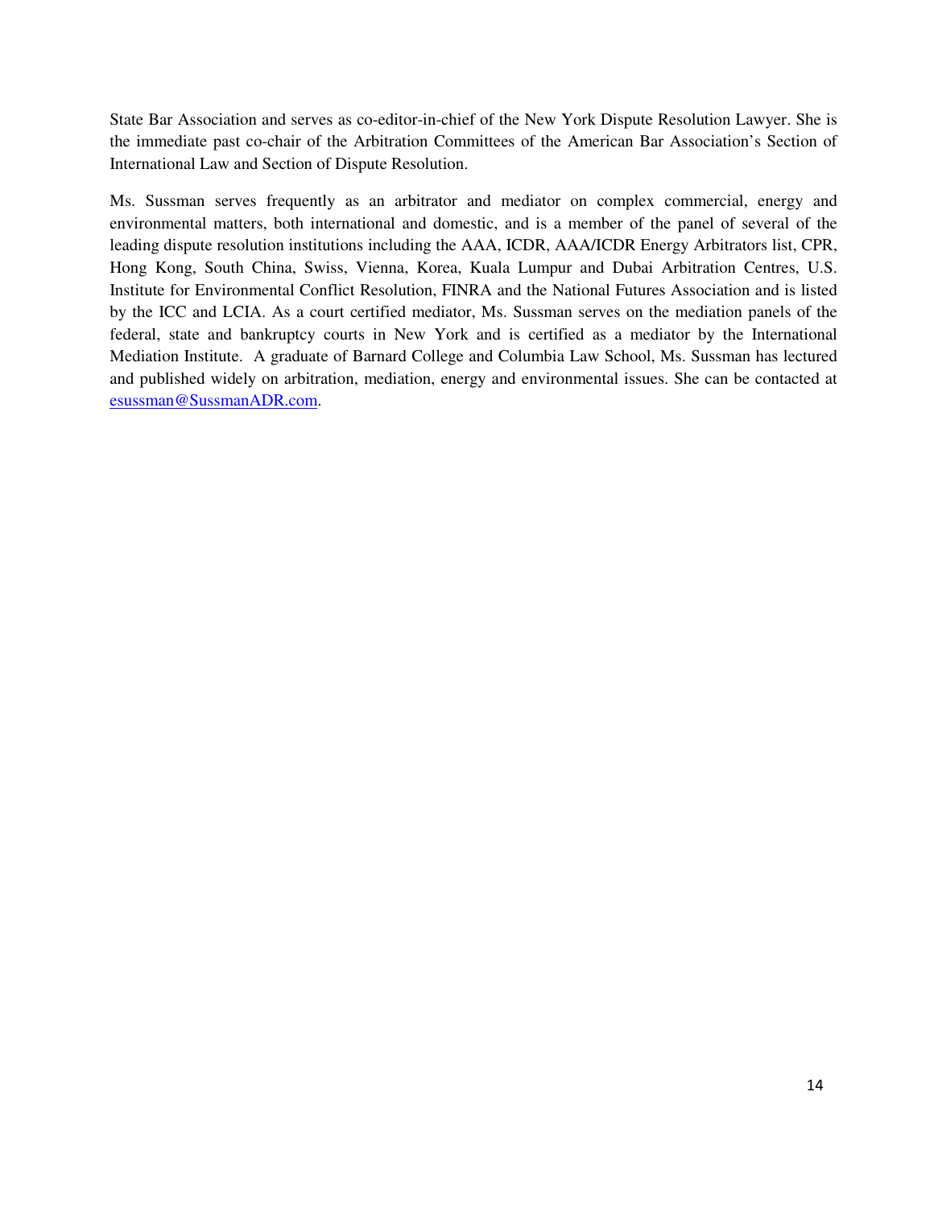State Bar Association and serves as co-editor-in-chief of the New York Dispute Resolution Lawyer. She is the immediate past co-chair of the Arbitration Committees of the American Bar Association's Section of International Law and Section of Dispute Resolution.

Ms. Sussman serves frequently as an arbitrator and mediator on complex commercial, energy and environmental matters, both international and domestic, and is a member of the panel of several of the leading dispute resolution institutions including the AAA, ICDR, AAA/ICDR Energy Arbitrators list, CPR, Hong Kong, South China, Swiss, Vienna, Korea, Kuala Lumpur and Dubai Arbitration Centres, U.S. Institute for Environmental Conflict Resolution, FINRA and the National Futures Association and is listed by the ICC and LCIA. As a court certified mediator, Ms. Sussman serves on the mediation panels of the federal, state and bankruptcy courts in New York and is certified as a mediator by the International Mediation Institute. A graduate of Barnard College and Columbia Law School, Ms. Sussman has lectured and published widely on arbitration, mediation, energy and environmental issues. She can be contacted at esussman@SussmanADR.com.